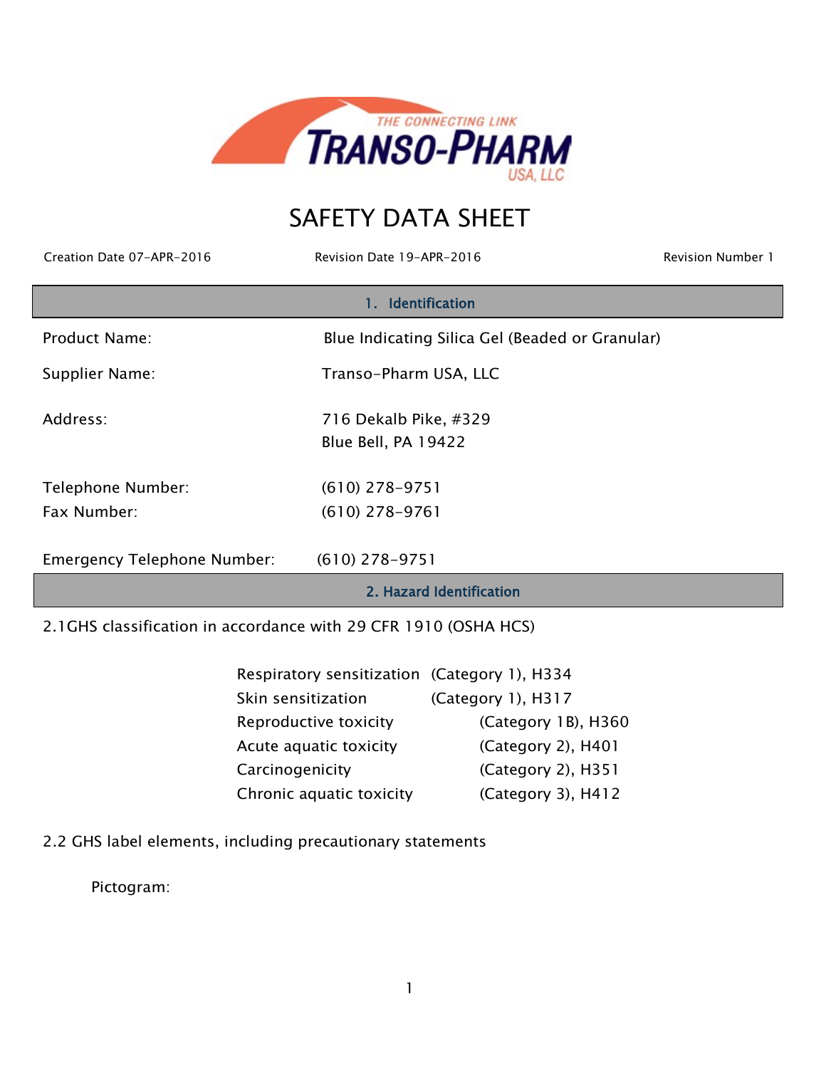# SAFETY DATA SHEET

Creation Date 07-APR-2016 Revision Date 19-APR-2016 Revision Number 1

## 1. Identification

| | |
|---|---|
| Product Name: | Blue Indicating Silica Gel (Beaded or Granular) |
| Supplier Name: | Transo-Pharm USA, LLC |
| Address: | 716 Dekalb Pike, #329<br>Blue Bell, PA 19422 |
| Telephone Number: | (610) 278-9751 |
| Fax Number: | (610) 278-9761 |
| Emergency Telephone Number: | (610) 278-9751 |

## 2. Hazard Identification

2.1GHS classification in accordance with 29 CFR 1910 (OSHA HCS)

| | |
|---|---|
| Respiratory sensitization | (Category 1), H334 |
| Skin sensitization | (Category 1), H317 |
| Reproductive toxicity | (Category 1B), H360 |
| Acute aquatic toxicity | (Category 2), H401 |
| Carcinogenicity | (Category 2), H351 |
| Chronic aquatic toxicity | (Category 3), H412 |

2.2 GHS label elements, including precautionary statements

Pictogram: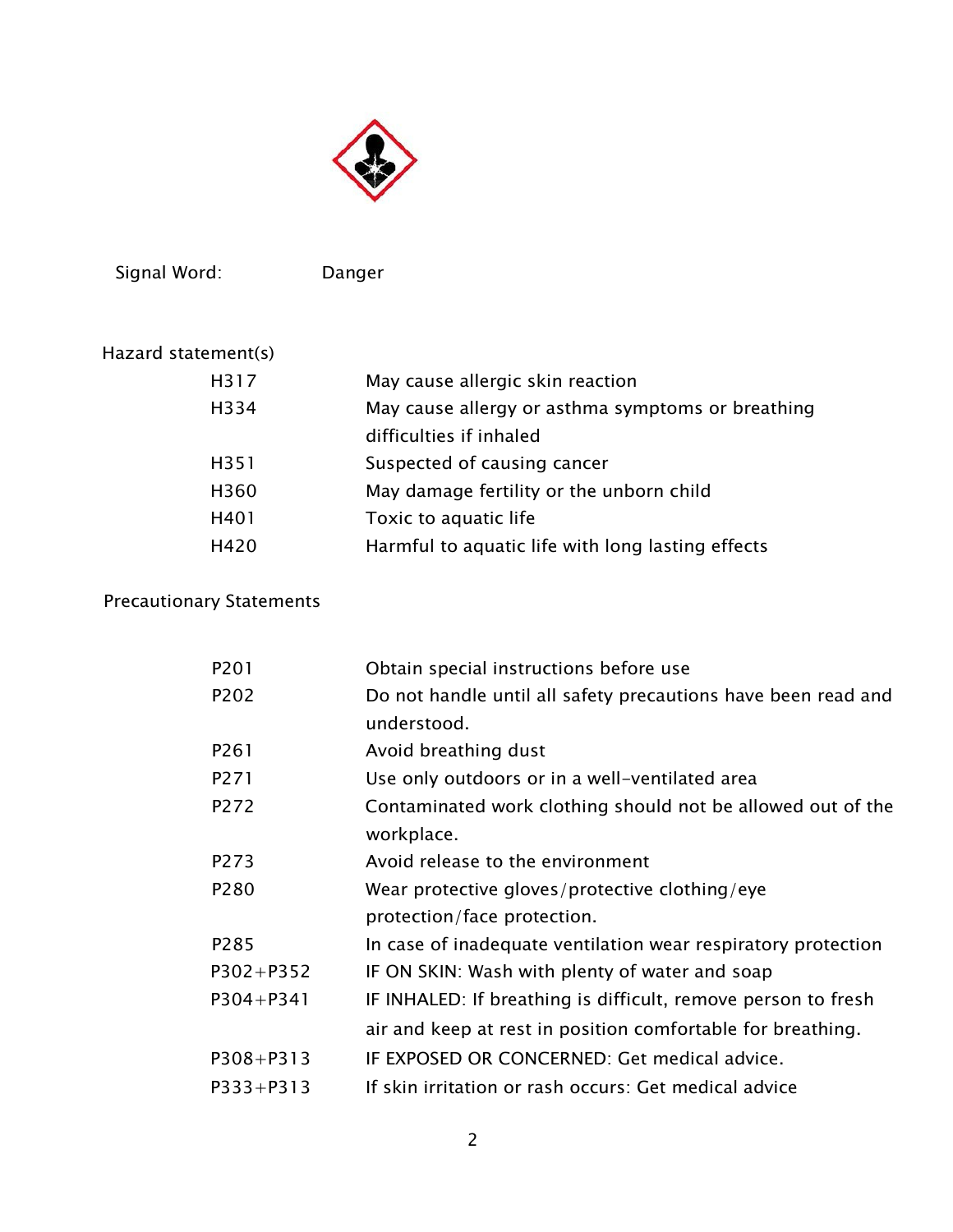Signal Word: Danger

Hazard statement(s)

| | |
|---|---|
| H317 | May cause allergic skin reaction |
| H334 | May cause allergy or asthma symptoms or breathing difficulties if inhaled |
| H351 | Suspected of causing cancer |
| H360 | May damage fertility or the unborn child |
| H401 | Toxic to aquatic life |
| H420 | Harmful to aquatic life with long lasting effects |

Precautionary Statements

| | |
|---|---|
| P201 | Obtain special instructions before use |
| P202 | Do not handle until all safety precautions have been read and understood. |
| P261 | Avoid breathing dust |
| P271 | Use only outdoors or in a well-ventilated area |
| P272 | Contaminated work clothing should not be allowed out of the workplace. |
| P273 | Avoid release to the environment |
| P280 | Wear protective gloves/protective clothing/eye protection/face protection. |
| P285 | In case of inadequate ventilation wear respiratory protection |
| P302+P352 | IF ON SKIN: Wash with plenty of water and soap |
| P304+P341 | IF INHALED: If breathing is difficult, remove person to fresh air and keep at rest in position comfortable for breathing. |
| P308+P313 | IF EXPOSED OR CONCERNED: Get medical advice. |
| P333+P313 | If skin irritation or rash occurs: Get medical advice |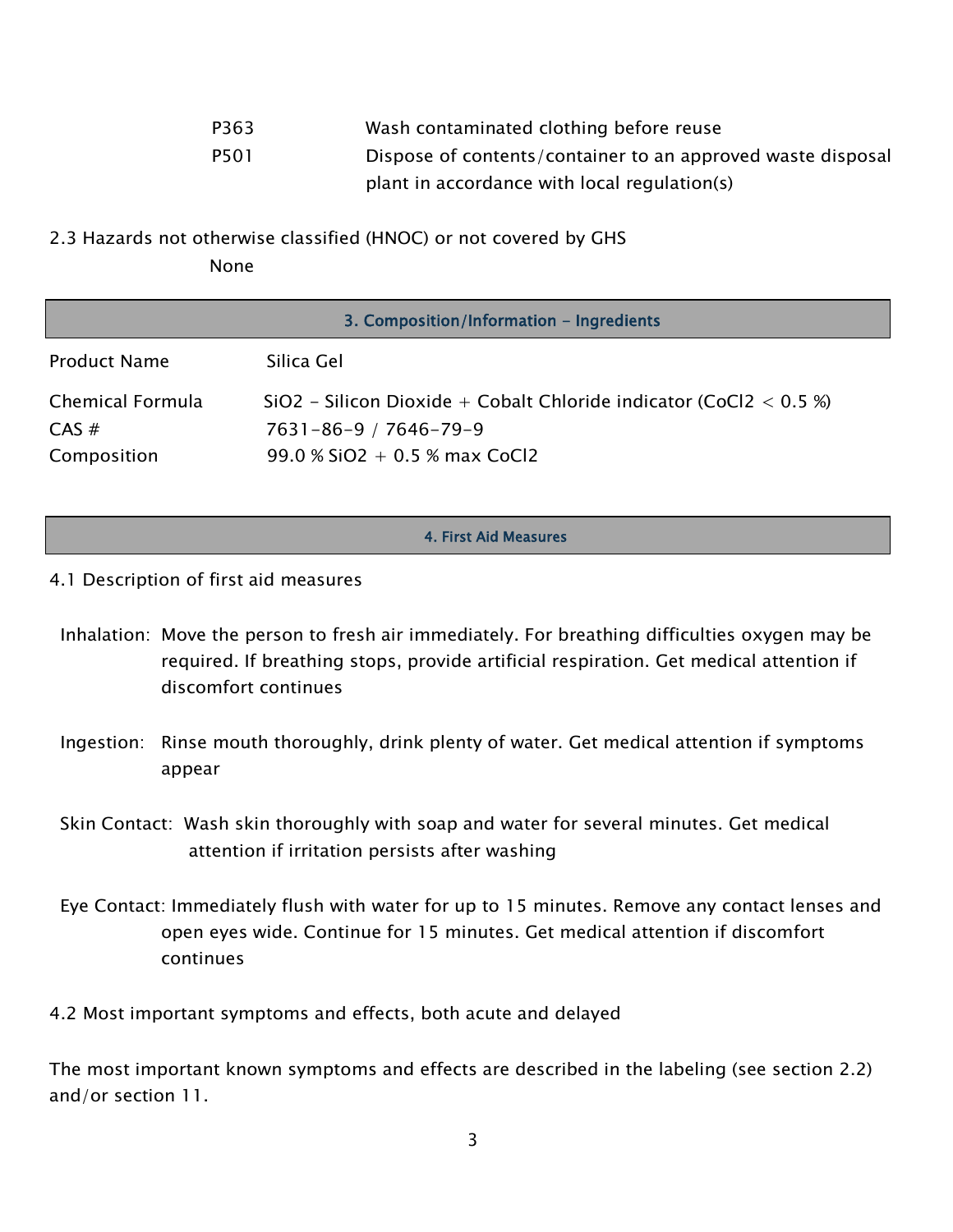| | |
|---|---|
| P363 | Wash contaminated clothing before reuse |
| P501 | Dispose of contents/container to an approved waste disposal plant in accordance with local regulation(s) |

2.3 Hazards not otherwise classified (HNOC) or not covered by GHS

None

## 3. Composition/Information – Ingredients

| | |
|---|---|
| Product Name | Silica Gel |
| Chemical Formula | $SiO_2$ – Silicon Dioxide + Cobalt Chloride indicator ($CoCl_2$ < 0.5 %) |
| CAS # | 7631-86-9 / 7646-79-9 |
| Composition | 99.0 % $SiO_2$ + 0.5 % max $CoCl_2$ |

## 4. First Aid Measures

4.1 Description of first aid measures

Inhalation: Move the person to fresh air immediately. For breathing difficulties oxygen may be required. If breathing stops, provide artificial respiration. Get medical attention if discomfort continues

Ingestion: Rinse mouth thoroughly, drink plenty of water. Get medical attention if symptoms appear

Skin Contact: Wash skin thoroughly with soap and water for several minutes. Get medical attention if irritation persists after washing

Eye Contact: Immediately flush with water for up to 15 minutes. Remove any contact lenses and open eyes wide. Continue for 15 minutes. Get medical attention if discomfort continues

4.2 Most important symptoms and effects, both acute and delayed

The most important known symptoms and effects are described in the labeling (see section 2.2) and/or section 11.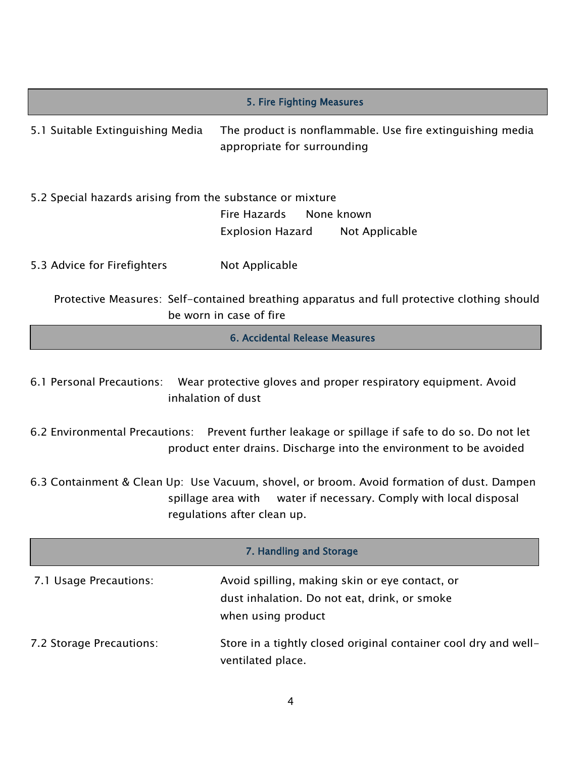## 5. Fire Fighting Measures

5.1 Suitable Extinguishing Media The product is nonflammable. Use fire extinguishing media appropriate for surrounding

5.2 Special hazards arising from the substance or mixture

Fire Hazards None known

Explosion Hazard Not Applicable

5.3 Advice for Firefighters Not Applicable

Protective Measures: Self-contained breathing apparatus and full protective clothing should be worn in case of fire

## 6. Accidental Release Measures

6.1 Personal Precautions: Wear protective gloves and proper respiratory equipment. Avoid inhalation of dust

6.2 Environmental Precautions: Prevent further leakage or spillage if safe to do so. Do not let product enter drains. Discharge into the environment to be avoided

6.3 Containment & Clean Up: Use Vacuum, shovel, or broom. Avoid formation of dust. Dampen spillage area with water if necessary. Comply with local disposal regulations after clean up.

## 7. Handling and Storage

7.1 Usage Precautions: Avoid spilling, making skin or eye contact, or dust inhalation. Do not eat, drink, or smoke when using product

7.2 Storage Precautions: Store in a tightly closed original container cool dry and well-ventilated place.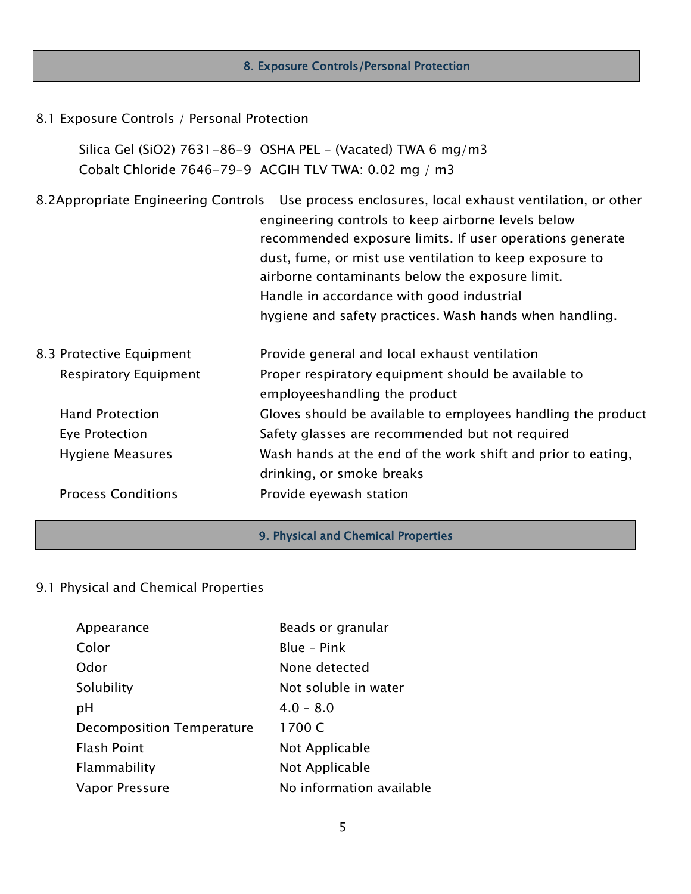## 8. Exposure Controls/Personal Protection

8.1 Exposure Controls / Personal Protection

| | |
|---|---|
| Silica Gel ($SiO_2$) 7631-86-9 | OSHA PEL - (Vacated) TWA 6 mg/m3 |
| Cobalt Chloride 7646-79-9 | ACGIH TLV TWA: 0.02 mg / m3 |

8.2Appropriate Engineering Controls — Use process enclosures, local exhaust ventilation, or other engineering controls to keep airborne levels below recommended exposure limits. If user operations generate dust, fume, or mist use ventilation to keep exposure to airborne contaminants below the exposure limit. Handle in accordance with good industrial hygiene and safety practices. Wash hands when handling.

| | |
|---|---|
| 8.3 Protective Equipment | Provide general and local exhaust ventilation |
| Respiratory Equipment | Proper respiratory equipment should be available to employeeshandling the product |
| Hand Protection | Gloves should be available to employees handling the product |
| Eye Protection | Safety glasses are recommended but not required |
| Hygiene Measures | Wash hands at the end of the work shift and prior to eating, drinking, or smoke breaks |
| Process Conditions | Provide eyewash station |

## 9. Physical and Chemical Properties

9.1 Physical and Chemical Properties

| | |
|---|---|
| Appearance | Beads or granular |
| Color | Blue - Pink |
| Odor | None detected |
| Solubility | Not soluble in water |
| pH | 4.0 - 8.0 |
| Decomposition Temperature | 1700 C |
| Flash Point | Not Applicable |
| Flammability | Not Applicable |
| Vapor Pressure | No information available |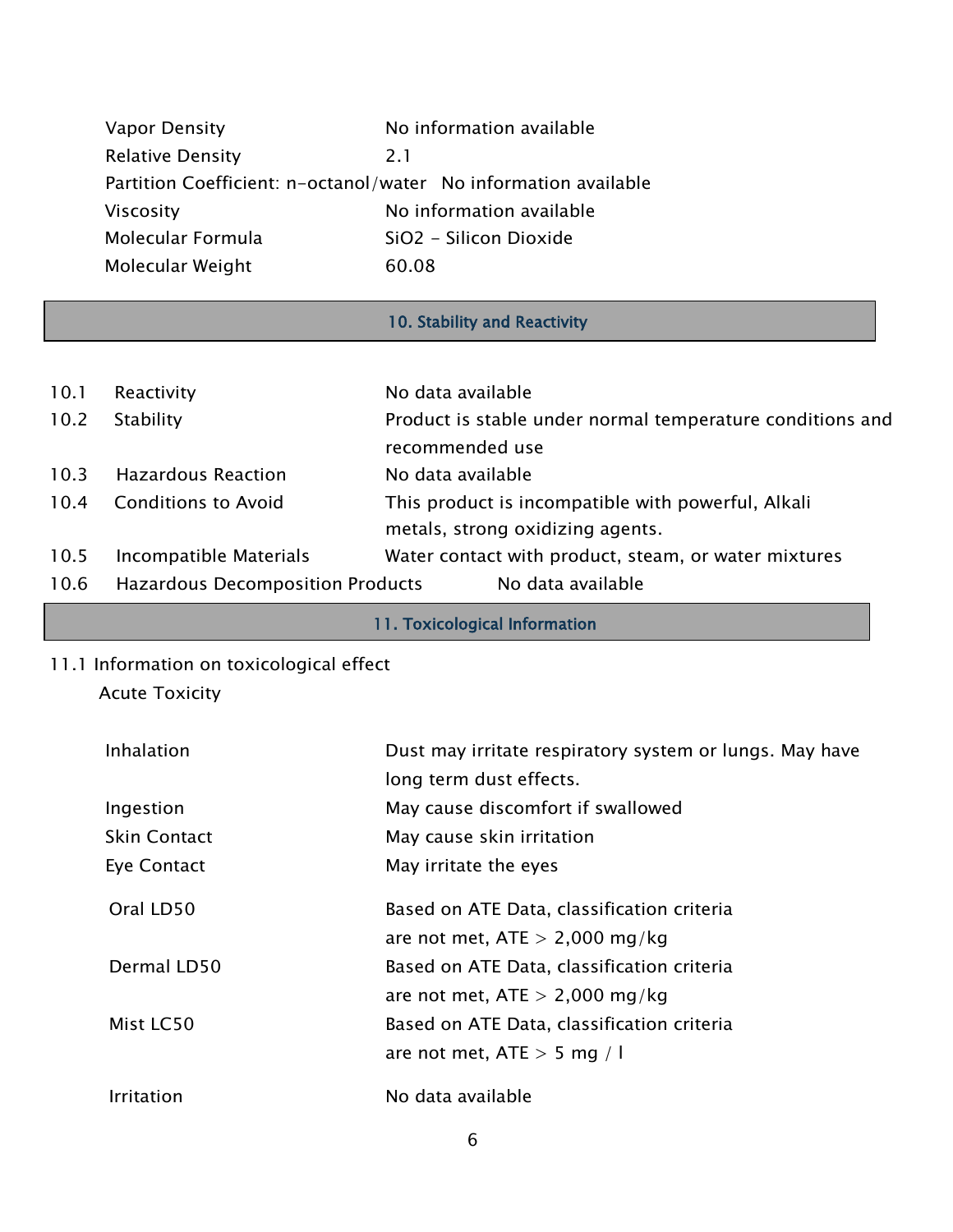| | |
|---|---|
| Vapor Density | No information available |
| Relative Density | 2.1 |
| Partition Coefficient: n-octanol/water | No information available |
| Viscosity | No information available |
| Molecular Formula | $SiO_2$ - Silicon Dioxide |
| Molecular Weight | 60.08 |

## 10. Stability and Reactivity

| | | |
|---|---|---|
| 10.1 | Reactivity | No data available |
| 10.2 | Stability | Product is stable under normal temperature conditions and recommended use |
| 10.3 | Hazardous Reaction | No data available |
| 10.4 | Conditions to Avoid | This product is incompatible with powerful, Alkali metals, strong oxidizing agents. |
| 10.5 | Incompatible Materials | Water contact with product, steam, or water mixtures |
| 10.6 | Hazardous Decomposition Products | No data available |

## 11. Toxicological Information

11.1 Information on toxicological effect

Acute Toxicity

| | |
|---|---|
| Inhalation | Dust may irritate respiratory system or lungs. May have long term dust effects. |
| Ingestion | May cause discomfort if swallowed |
| Skin Contact | May cause skin irritation |
| Eye Contact | May irritate the eyes |
| Oral LD50 | Based on ATE Data, classification criteria are not met, ATE > 2,000 mg/kg |
| Dermal LD50 | Based on ATE Data, classification criteria are not met, ATE > 2,000 mg/kg |
| Mist LC50 | Based on ATE Data, classification criteria are not met, ATE > 5 mg / l |
| Irritation | No data available |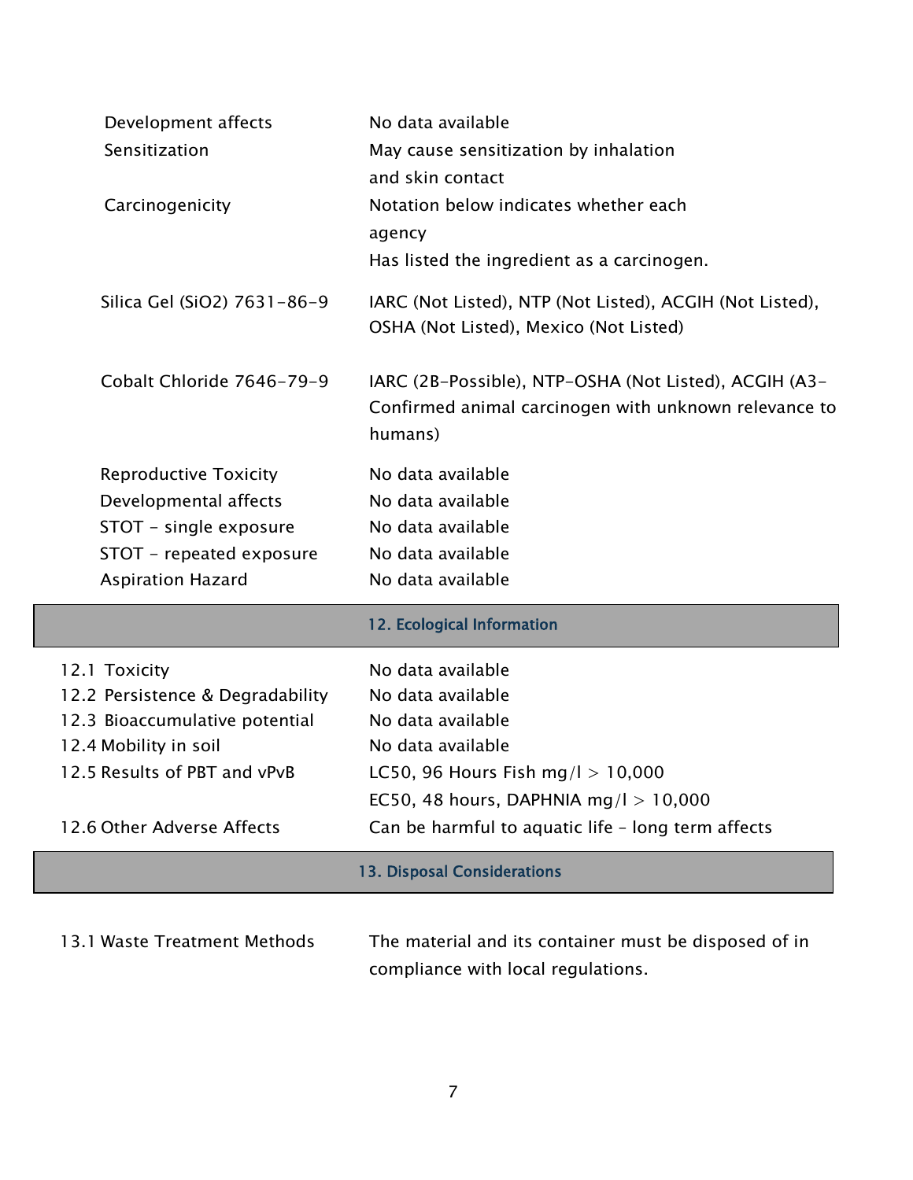| | |
|---|---|
| Development affects | No data available |
| Sensitization | May cause sensitization by inhalation and skin contact |
| Carcinogenicity | Notation below indicates whether each agency Has listed the ingredient as a carcinogen. |
| Silica Gel ($SiO_2$) 7631-86-9 | IARC (Not Listed), NTP (Not Listed), ACGIH (Not Listed), OSHA (Not Listed), Mexico (Not Listed) |
| Cobalt Chloride 7646-79-9 | IARC (2B-Possible), NTP-OSHA (Not Listed), ACGIH (A3-Confirmed animal carcinogen with unknown relevance to humans) |
| Reproductive Toxicity | No data available |
| Developmental affects | No data available |
| STOT - single exposure | No data available |
| STOT - repeated exposure | No data available |
| Aspiration Hazard | No data available |

## 12. Ecological Information

| | |
|---|---|
| 12.1 Toxicity | No data available |
| 12.2 Persistence & Degradability | No data available |
| 12.3 Bioaccumulative potential | No data available |
| 12.4 Mobility in soil | No data available |
| 12.5 Results of PBT and vPvB | LC50, 96 Hours Fish mg/l > 10,000<br>EC50, 48 hours, DAPHNIA mg/l > 10,000 |
| 12.6 Other Adverse Affects | Can be harmful to aquatic life – long term affects |

## 13. Disposal Considerations

| | |
|---|---|
| 13.1 Waste Treatment Methods | The material and its container must be disposed of in compliance with local regulations. |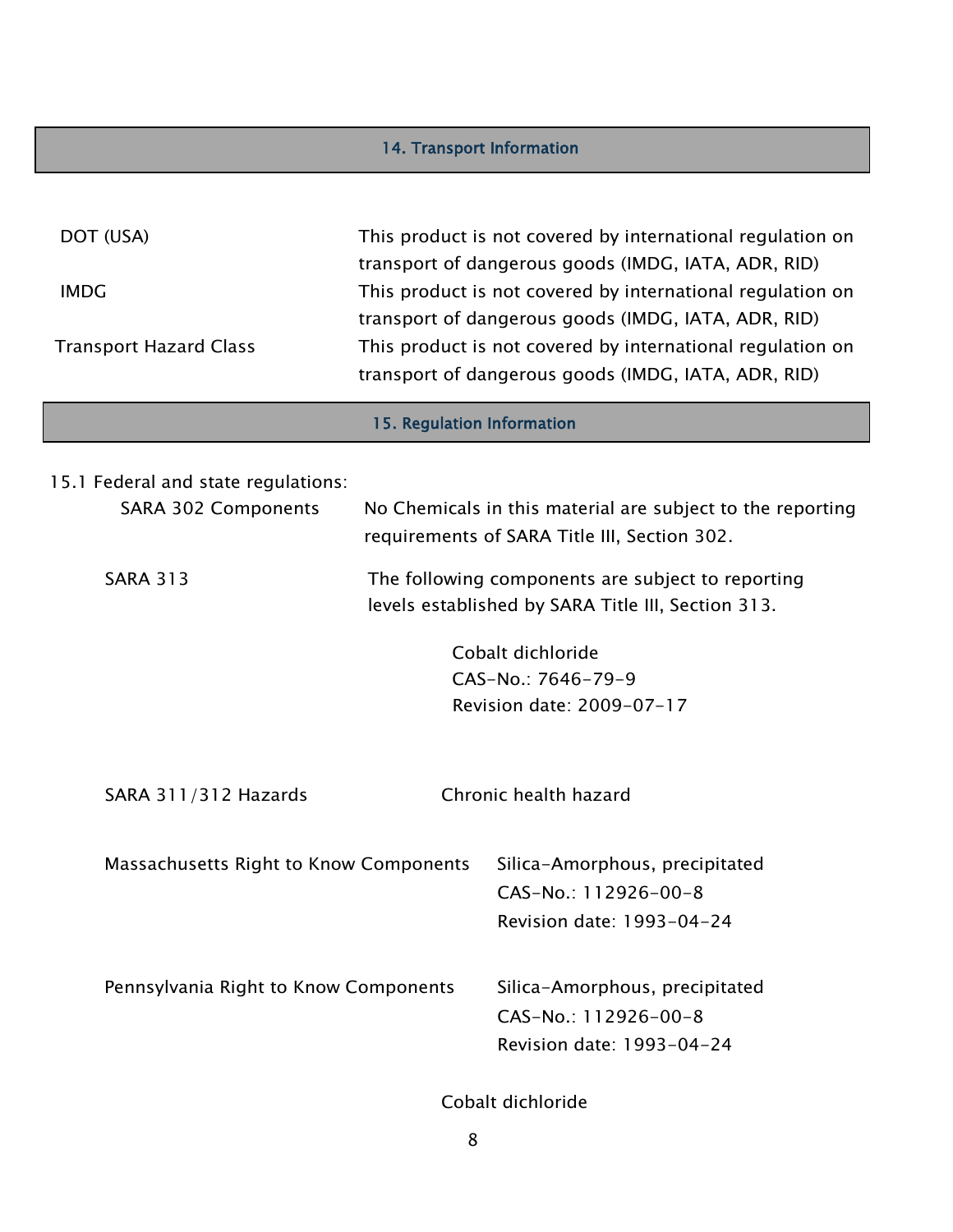## 14. Transport Information

DOT (USA) This product is not covered by international regulation on transport of dangerous goods (IMDG, IATA, ADR, RID)

IMDG This product is not covered by international regulation on transport of dangerous goods (IMDG, IATA, ADR, RID)

Transport Hazard Class This product is not covered by international regulation on transport of dangerous goods (IMDG, IATA, ADR, RID)

## 15. Regulation Information

15.1 Federal and state regulations:

SARA 302 Components No Chemicals in this material are subject to the reporting requirements of SARA Title III, Section 302.

SARA 313 The following components are subject to reporting levels established by SARA Title III, Section 313.

Cobalt dichloride
CAS-No.: 7646-79-9
Revision date: 2009-07-17

SARA 311/312 Hazards Chronic health hazard

Massachusetts Right to Know Components Silica-Amorphous, precipitated
CAS-No.: 112926-00-8
Revision date: 1993-04-24

Pennsylvania Right to Know Components Silica-Amorphous, precipitated
CAS-No.: 112926-00-8
Revision date: 1993-04-24

Cobalt dichloride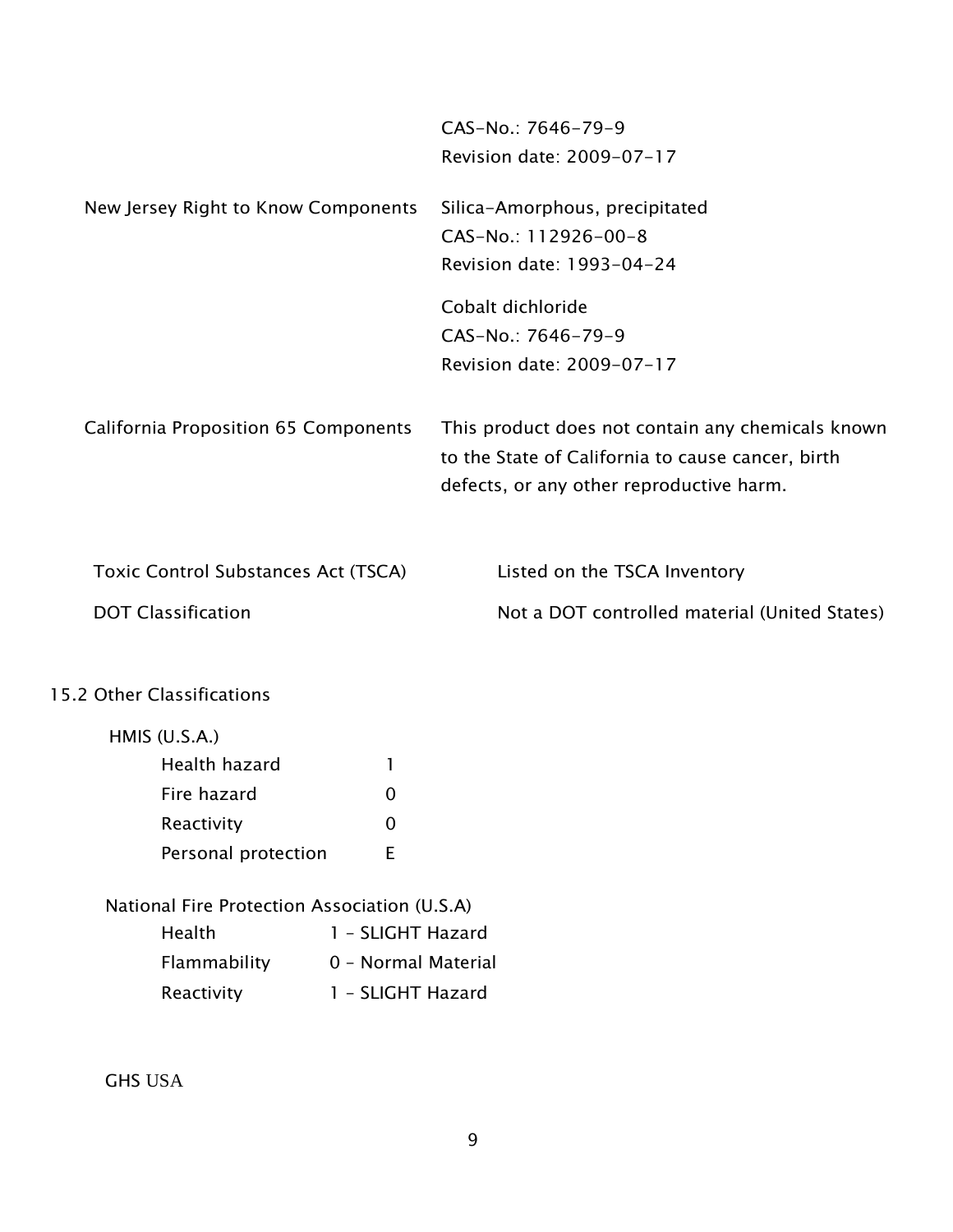| | |
|---|---|
| | CAS-No.: 7646-79-9<br>Revision date: 2009-07-17 |
| New Jersey Right to Know Components | Silica-Amorphous, precipitated<br>CAS-No.: 112926-00-8<br>Revision date: 1993-04-24 |
| | Cobalt dichloride<br>CAS-No.: 7646-79-9<br>Revision date: 2009-07-17 |
| California Proposition 65 Components | This product does not contain any chemicals known to the State of California to cause cancer, birth defects, or any other reproductive harm. |

| | |
|---|---|
| Toxic Control Substances Act (TSCA) | Listed on the TSCA Inventory |
| DOT Classification | Not a DOT controlled material (United States) |

15.2 Other Classifications

HMIS (U.S.A.)

| | |
|---|---|
| Health hazard | 1 |
| Fire hazard | 0 |
| Reactivity | 0 |
| Personal protection | E |

National Fire Protection Association (U.S.A)

| | |
|---|---|
| Health | 1 – SLIGHT Hazard |
| Flammability | 0 – Normal Material |
| Reactivity | 1 – SLIGHT Hazard |

GHS USA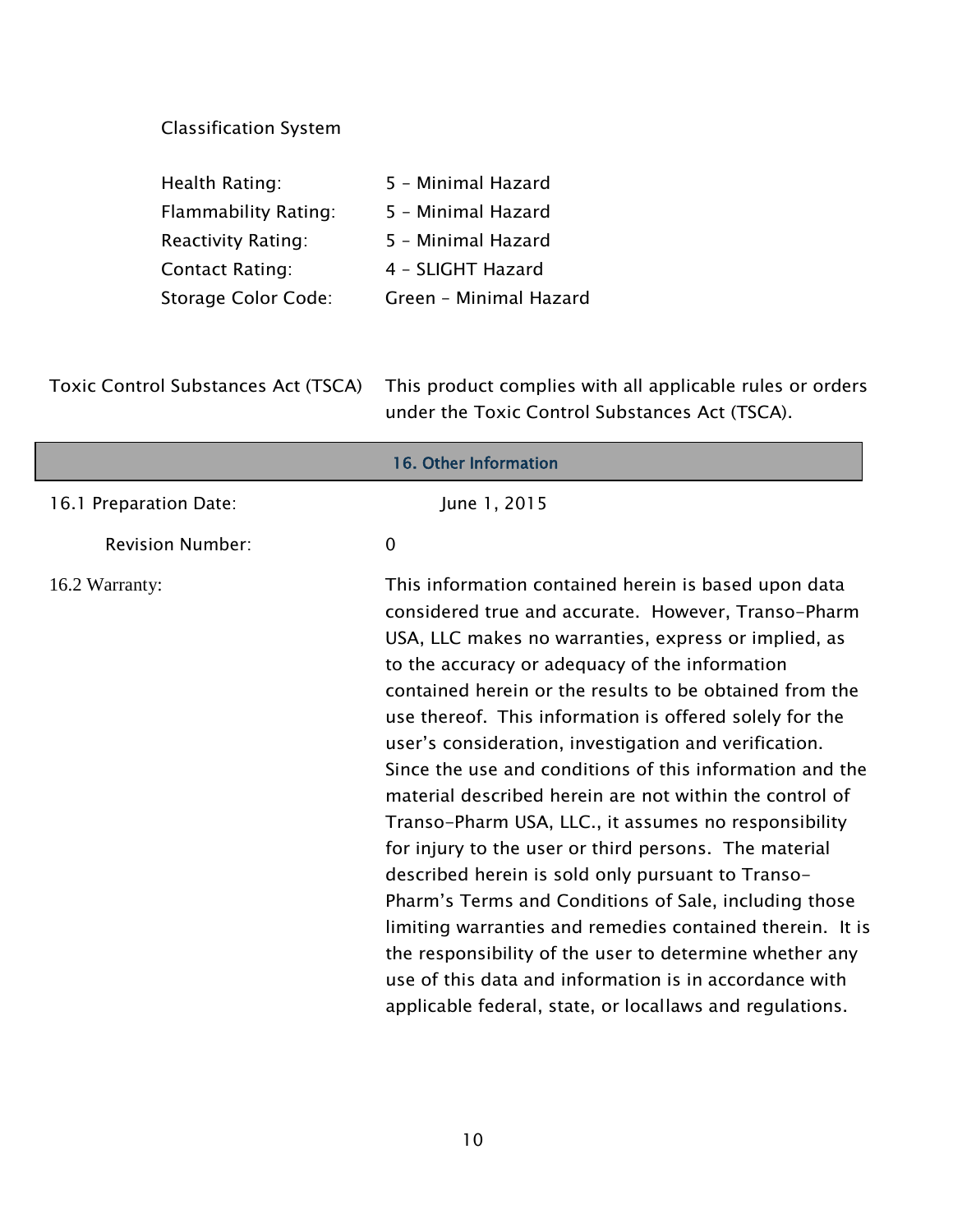Classification System

| | |
|---|---|
| Health Rating: | 5 – Minimal Hazard |
| Flammability Rating: | 5 – Minimal Hazard |
| Reactivity Rating: | 5 – Minimal Hazard |
| Contact Rating: | 4 – SLIGHT Hazard |
| Storage Color Code: | Green – Minimal Hazard |

Toxic Control Substances Act (TSCA) This product complies with all applicable rules or orders under the Toxic Control Substances Act (TSCA).

## 16. Other Information

16.1 Preparation Date: June 1, 2015

Revision Number: 0

16.2 Warranty: This information contained herein is based upon data considered true and accurate. However, Transo-Pharm USA, LLC makes no warranties, express or implied, as to the accuracy or adequacy of the information contained herein or the results to be obtained from the use thereof. This information is offered solely for the user's consideration, investigation and verification. Since the use and conditions of this information and the material described herein are not within the control of Transo-Pharm USA, LLC., it assumes no responsibility for injury to the user or third persons. The material described herein is sold only pursuant to Transo-Pharm's Terms and Conditions of Sale, including those limiting warranties and remedies contained therein. It is the responsibility of the user to determine whether any use of this data and information is in accordance with applicable federal, state, or locallaws and regulations.